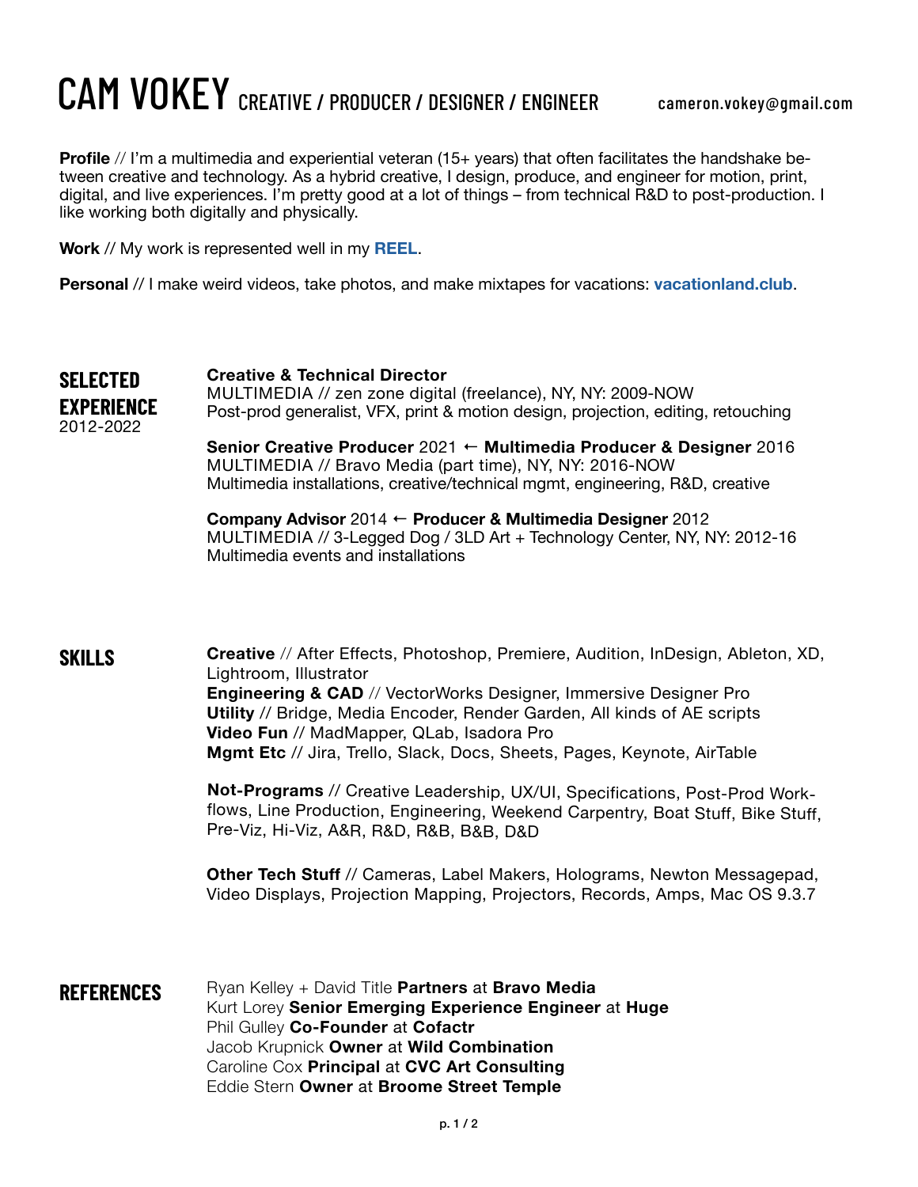# CAM VOKEY CREATIVE / PRODUCER / DESIGNER / ENGINEER

cameron.vokey@gmail.com

**Profile** // I'm a multimedia and experiential veteran (15+ years) that often facilitates the handshake between creative and technology. As a hybrid creative, I design, produce, and engineer for motion, print, digital, and live experiences. I'm pretty good at a lot of things – from technical R&D to post-production. I like working both digitally and physically.

**Work** // My work is represented well in my **REEL**.

**Personal** // I make weird videos, take photos, and make mixtapes for vacations: **vacationland.club**.

## SELECTED EXPERIENCE
2012-2022

**Creative & Technical Director**
MULTIMEDIA // zen zone digital (freelance), NY, NY: 2009-NOW
Post-prod generalist, VFX, print & motion design, projection, editing, retouching

**Senior Creative Producer** 2021 ← **Multimedia Producer & Designer** 2016
MULTIMEDIA // Bravo Media (part time), NY, NY: 2016-NOW
Multimedia installations, creative/technical mgmt, engineering, R&D, creative

**Company Advisor** 2014 ← **Producer & Multimedia Designer** 2012
MULTIMEDIA // 3-Legged Dog / 3LD Art + Technology Center, NY, NY: 2012-16
Multimedia events and installations

## SKILLS

**Creative** // After Effects, Photoshop, Premiere, Audition, InDesign, Ableton, XD, Lightroom, Illustrator
**Engineering & CAD** // VectorWorks Designer, Immersive Designer Pro
**Utility** // Bridge, Media Encoder, Render Garden, All kinds of AE scripts
**Video Fun** // MadMapper, QLab, Isadora Pro
**Mgmt Etc** // Jira, Trello, Slack, Docs, Sheets, Pages, Keynote, AirTable

**Not-Programs** // Creative Leadership, UX/UI, Specifications, Post-Prod Workflows, Line Production, Engineering, Weekend Carpentry, Boat Stuff, Bike Stuff, Pre-Viz, Hi-Viz, A&R, R&D, R&B, B&B, D&D

**Other Tech Stuff** // Cameras, Label Makers, Holograms, Newton Messagepad, Video Displays, Projection Mapping, Projectors, Records, Amps, Mac OS 9.3.7

## REFERENCES

Ryan Kelley + David Title **Partners** at **Bravo Media**
Kurt Lorey **Senior Emerging Experience Engineer** at **Huge**
Phil Gulley **Co-Founder** at **Cofactr**
Jacob Krupnick **Owner** at **Wild Combination**
Caroline Cox **Principal** at **CVC Art Consulting**
Eddie Stern **Owner** at **Broome Street Temple**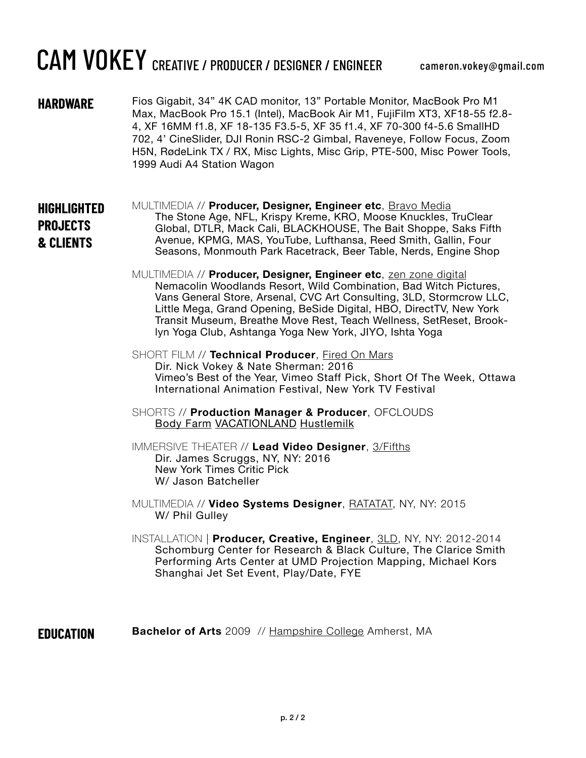# CAM VOKEY CREATIVE / PRODUCER / DESIGNER / ENGINEER

cameron.vokey@gmail.com

## HARDWARE

Fios Gigabit, 34” 4K CAD monitor, 13” Portable Monitor, MacBook Pro M1 Max, MacBook Pro 15.1 (Intel), MacBook Air M1, FujiFilm XT3, XF18-55 f2.8-4, XF 16MM f1.8, XF 18-135 F3.5-5, XF 35 f1.4, XF 70-300 f4-5.6 SmallHD 702, 4’ CineSlider, DJI Ronin RSC-2 Gimbal, Raveneye, Follow Focus, Zoom H5N, RødeLink TX / RX, Misc Lights, Misc Grip, PTE-500, Misc Power Tools, 1999 Audi A4 Station Wagon

## HIGHLIGHTED PROJECTS & CLIENTS

MULTIMEDIA // **Producer, Designer, Engineer etc**, Bravo Media
The Stone Age, NFL, Krispy Kreme, KRO, Moose Knuckles, TruClear Global, DTLR, Mack Cali, BLACKHOUSE, The Bait Shoppe, Saks Fifth Avenue, KPMG, MAS, YouTube, Lufthansa, Reed Smith, Gallin, Four Seasons, Monmouth Park Racetrack, Beer Table, Nerds, Engine Shop

MULTIMEDIA // **Producer, Designer, Engineer etc**, zen zone digital
Nemacolin Woodlands Resort, Wild Combination, Bad Witch Pictures, Vans General Store, Arsenal, CVC Art Consulting, 3LD, Stormcrow LLC, Little Mega, Grand Opening, BeSide Digital, HBO, DirectTV, New York Transit Museum, Breathe Move Rest, Teach Wellness, SetReset, Brooklyn Yoga Club, Ashtanga Yoga New York, JIYO, Ishta Yoga

SHORT FILM // **Technical Producer**, Fired On Mars
Dir. Nick Vokey & Nate Sherman: 2016
Vimeo’s Best of the Year, Vimeo Staff Pick, Short Of The Week, Ottawa International Animation Festival, New York TV Festival

SHORTS // **Production Manager & Producer**, OFCLOUDS
Body Farm VACATIONLAND Hustlemilk

IMMERSIVE THEATER // **Lead Video Designer**, 3/Fifths
Dir. James Scruggs, NY, NY: 2016
New York Times Critic Pick
W/ Jason Batcheller

MULTIMEDIA // **Video Systems Designer**, RATATAT, NY, NY: 2015
W/ Phil Gulley

INSTALLATION | **Producer, Creative, Engineer**, 3LD, NY, NY: 2012-2014
Schomburg Center for Research & Black Culture, The Clarice Smith Performing Arts Center at UMD Projection Mapping, Michael Kors Shanghai Jet Set Event, Play/Date, FYE

## EDUCATION

**Bachelor of Arts** 2009 // Hampshire College Amherst, MA